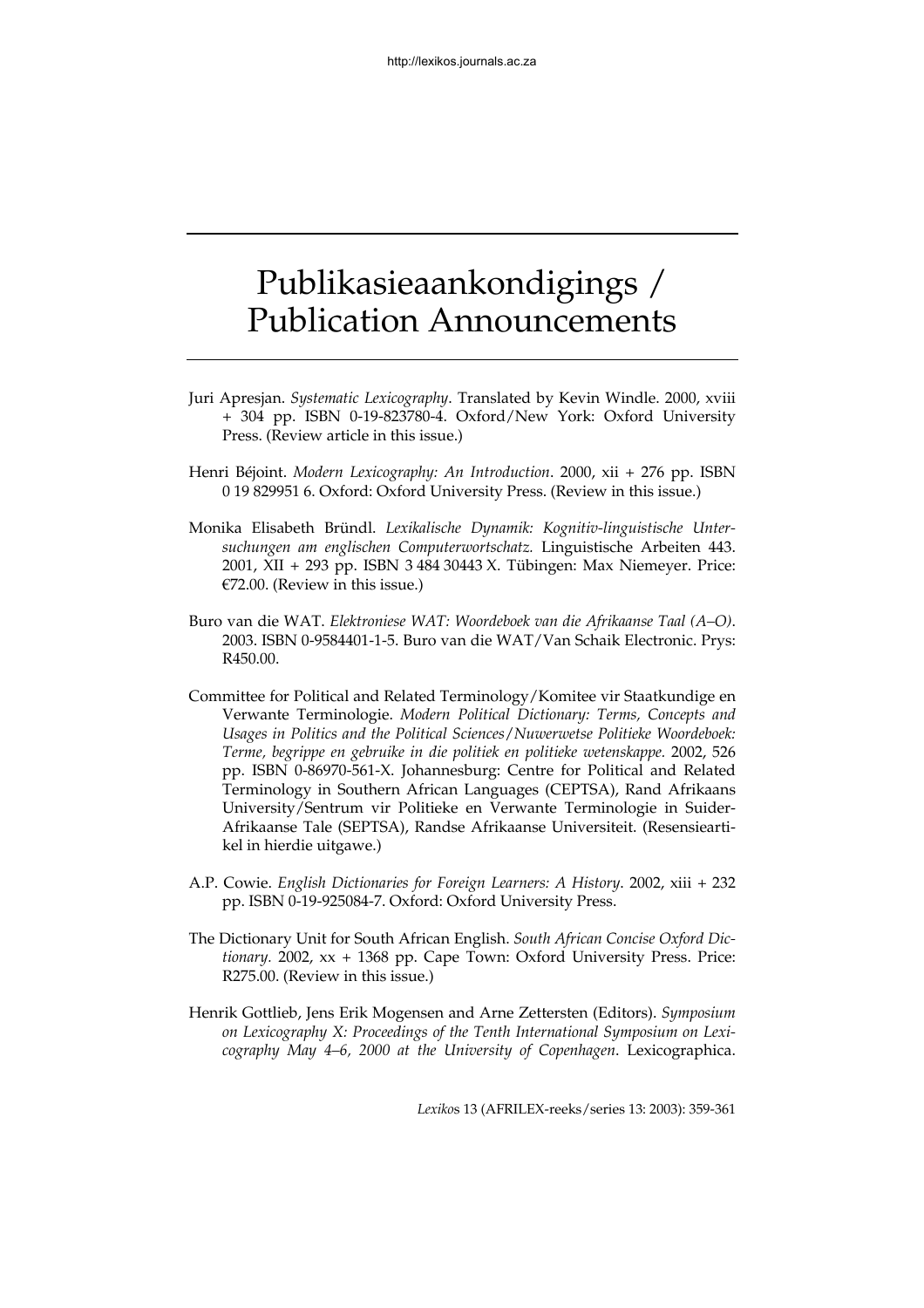# Publikasieaankondigings / Publication Announcements

Juri Apresjan. *Systematic Lexicography*. Translated by Kevin Windle. 2000, xviii + 304 pp. ISBN 0-19-823780-4. Oxford/New York: Oxford University Press. (Review article in this issue.)

Henri Béjoint. *Modern Lexicography: An Introduction*. 2000, xii + 276 pp. ISBN 0 19 829951 6. Oxford: Oxford University Press. (Review in this issue.)

Monika Elisabeth Bründl. *Lexikalische Dynamik: Kognitiv-linguistische Untersuchungen am englischen Computerwortschatz.* Linguistische Arbeiten 443. 2001, XII + 293 pp. ISBN 3 484 30443 X. Tübingen: Max Niemeyer. Price: €72.00. (Review in this issue.)

Buro van die WAT. *Elektroniese WAT: Woordeboek van die Afrikaanse Taal (A–O)*. 2003. ISBN 0-9584401-1-5. Buro van die WAT/Van Schaik Electronic. Prys: R450.00.

Committee for Political and Related Terminology/Komitee vir Staatkundige en Verwante Terminologie. *Modern Political Dictionary: Terms, Concepts and Usages in Politics and the Political Sciences/Nuwerwetse Politieke Woordeboek: Terme, begrippe en gebruike in die politiek en politieke wetenskappe.* 2002, 526 pp. ISBN 0-86970-561-X. Johannesburg: Centre for Political and Related Terminology in Southern African Languages (CEPTSA), Rand Afrikaans University/Sentrum vir Politieke en Verwante Terminologie in Suider-Afrikaanse Tale (SEPTSA), Randse Afrikaanse Universiteit. (Resensieartikel in hierdie uitgawe.)

A.P. Cowie. *English Dictionaries for Foreign Learners: A History*. 2002, xiii + 232 pp. ISBN 0-19-925084-7. Oxford: Oxford University Press.

The Dictionary Unit for South African English. *South African Concise Oxford Dictionary.* 2002, xx + 1368 pp. Cape Town: Oxford University Press. Price: R275.00. (Review in this issue.)

Henrik Gottlieb, Jens Erik Mogensen and Arne Zettersten (Editors). *Symposium on Lexicography X: Proceedings of the Tenth International Symposium on Lexicography May 4–6, 2000 at the University of Copenhagen*. Lexicographica.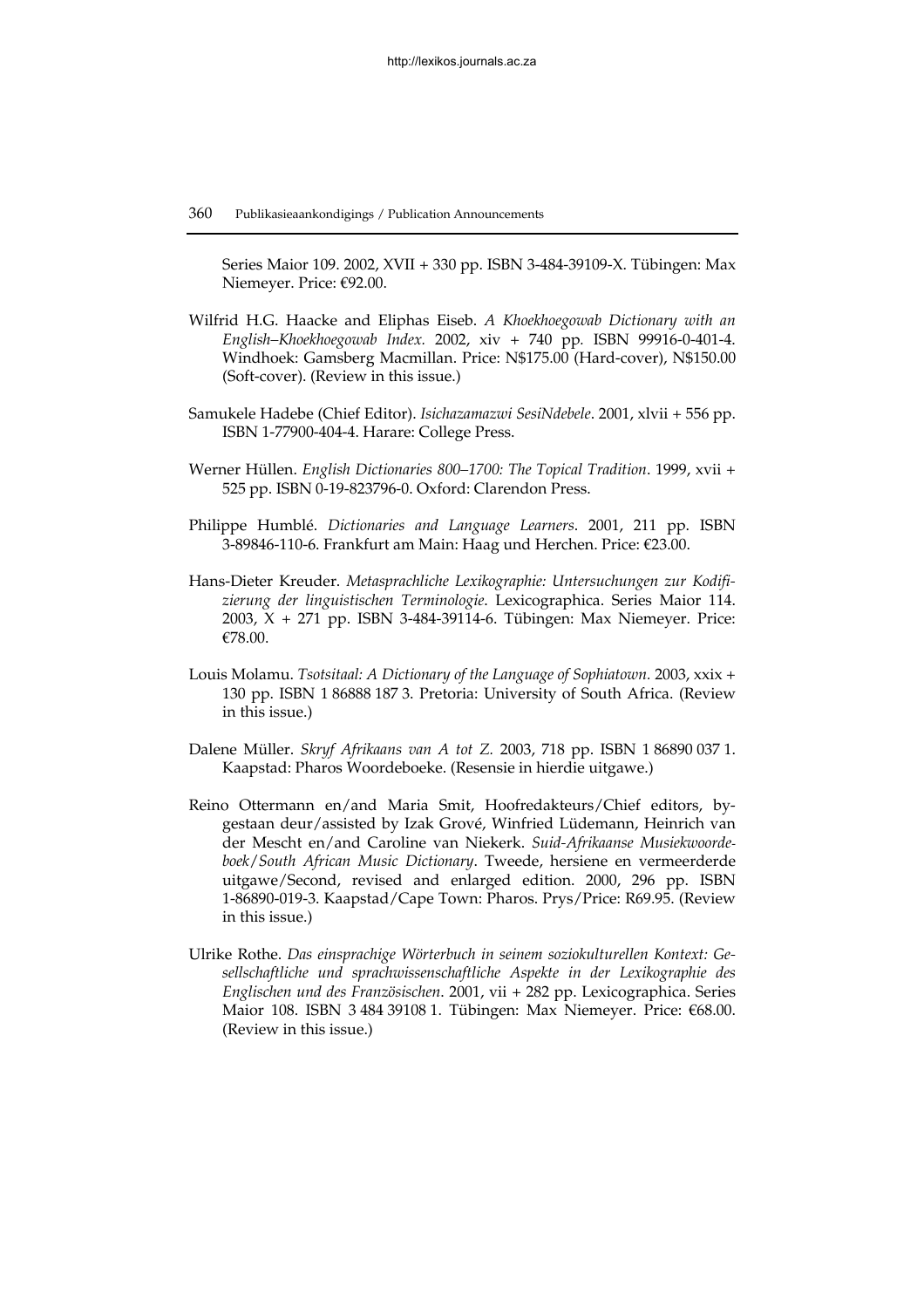Series Maior 109. 2002, XVII + 330 pp. ISBN 3-484-39109-X. Tübingen: Max Niemeyer. Price: €92.00.

Wilfrid H.G. Haacke and Eliphas Eiseb. *A Khoekhoegowab Dictionary with an English–Khoekhoegowab Index.* 2002, xiv + 740 pp. ISBN 99916-0-401-4. Windhoek: Gamsberg Macmillan. Price: N$175.00 (Hard-cover), N$150.00 (Soft-cover). (Review in this issue.)

Samukele Hadebe (Chief Editor). *Isichazamazwi SesiNdebele*. 2001, xlvii + 556 pp. ISBN 1-77900-404-4. Harare: College Press.

Werner Hüllen. *English Dictionaries 800–1700: The Topical Tradition*. 1999, xvii + 525 pp. ISBN 0-19-823796-0. Oxford: Clarendon Press.

Philippe Humblé. *Dictionaries and Language Learners*. 2001, 211 pp. ISBN 3-89846-110-6. Frankfurt am Main: Haag und Herchen. Price: €23.00.

Hans-Dieter Kreuder. *Metasprachliche Lexikographie: Untersuchungen zur Kodifizierung der linguistischen Terminologie*. Lexicographica. Series Maior 114. 2003, X + 271 pp. ISBN 3-484-39114-6. Tübingen: Max Niemeyer. Price: €78.00.

Louis Molamu. *Tsotsitaal: A Dictionary of the Language of Sophiatown.* 2003, xxix + 130 pp. ISBN 1 86888 187 3. Pretoria: University of South Africa. (Review in this issue.)

Dalene Müller. *Skryf Afrikaans van A tot Z.* 2003, 718 pp. ISBN 1 86890 037 1. Kaapstad: Pharos Woordeboeke. (Resensie in hierdie uitgawe.)

Reino Ottermann en/and Maria Smit, Hoofredakteurs/Chief editors, bygestaan deur/assisted by Izak Grové, Winfried Lüdemann, Heinrich van der Mescht en/and Caroline van Niekerk. *Suid-Afrikaanse Musiekwoordeboek/South African Music Dictionary*. Tweede, hersiene en vermeerderde uitgawe/Second, revised and enlarged edition. 2000, 296 pp. ISBN 1-86890-019-3. Kaapstad/Cape Town: Pharos. Prys/Price: R69.95. (Review in this issue.)

Ulrike Rothe. *Das einsprachige Wörterbuch in seinem soziokulturellen Kontext: Gesellschaftliche und sprachwissenschaftliche Aspekte in der Lexikographie des Englischen und des Französischen*. 2001, vii + 282 pp. Lexicographica. Series Maior 108. ISBN 3 484 39108 1. Tübingen: Max Niemeyer. Price: €68.00. (Review in this issue.)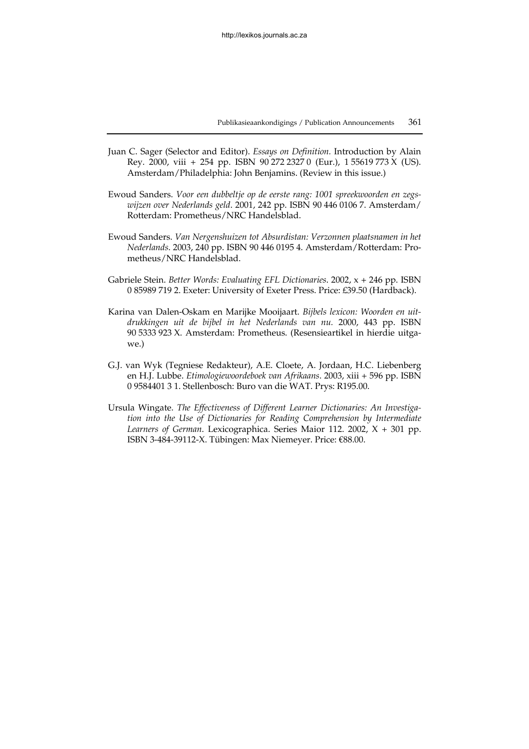Juan C. Sager (Selector and Editor). *Essays on Definition.* Introduction by Alain Rey. 2000, viii + 254 pp. ISBN 90 272 2327 0 (Eur.), 1 55619 773 X (US). Amsterdam/Philadelphia: John Benjamins. (Review in this issue.)

Ewoud Sanders. *Voor een dubbeltje op de eerste rang: 1001 spreekwoorden en zegswijzen over Nederlands geld*. 2001, 242 pp. ISBN 90 446 0106 7. Amsterdam/ Rotterdam: Prometheus/NRC Handelsblad.

Ewoud Sanders. *Van Nergenshuizen tot Absurdistan: Verzonnen plaatsnamen in het Nederlands*. 2003, 240 pp. ISBN 90 446 0195 4. Amsterdam/Rotterdam: Prometheus/NRC Handelsblad.

Gabriele Stein. *Better Words: Evaluating EFL Dictionaries*. 2002, x + 246 pp. ISBN 0 85989 719 2. Exeter: University of Exeter Press. Price: £39.50 (Hardback).

Karina van Dalen-Oskam en Marijke Mooijaart. *Bijbels lexicon: Woorden en uitdrukkingen uit de bijbel in het Nederlands van nu.* 2000, 443 pp. ISBN 90 5333 923 X. Amsterdam: Prometheus. (Resensieartikel in hierdie uitgawe.)

G.J. van Wyk (Tegniese Redakteur), A.E. Cloete, A. Jordaan, H.C. Liebenberg en H.J. Lubbe. *Etimologiewoordeboek van Afrikaans*. 2003, xiii + 596 pp. ISBN 0 9584401 3 1. Stellenbosch: Buro van die WAT. Prys: R195.00.

Ursula Wingate. *The Effectiveness of Different Learner Dictionaries: An Investigation into the Use of Dictionaries for Reading Comprehension by Intermediate Learners of German*. Lexicographica. Series Maior 112. 2002, X + 301 pp. ISBN 3-484-39112-X. Tübingen: Max Niemeyer. Price: €88.00.